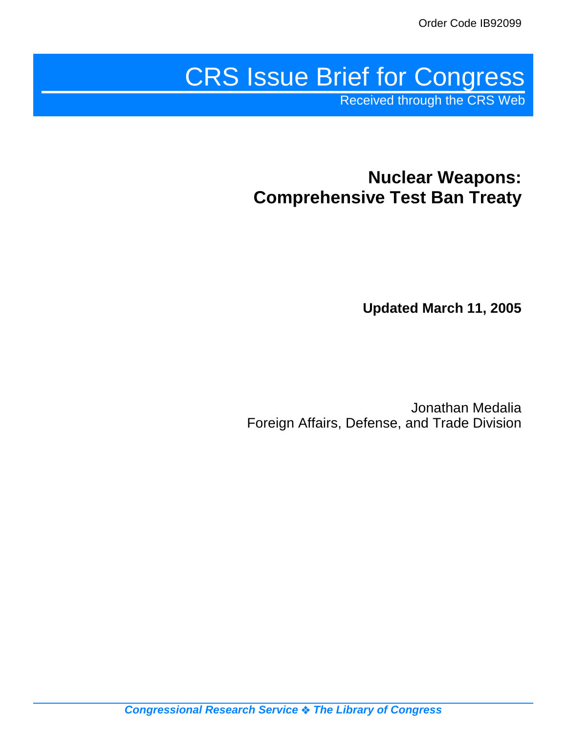Order Code IB92099

# CRS Issue Brief for Congress

Received through the CRS Web

## Nuclear Weapons: Comprehensive Test Ban Treaty

**Updated March 11, 2005**

Jonathan Medalia
Foreign Affairs, Defense, and Trade Division

*Congressional Research Service ❖ The Library of Congress*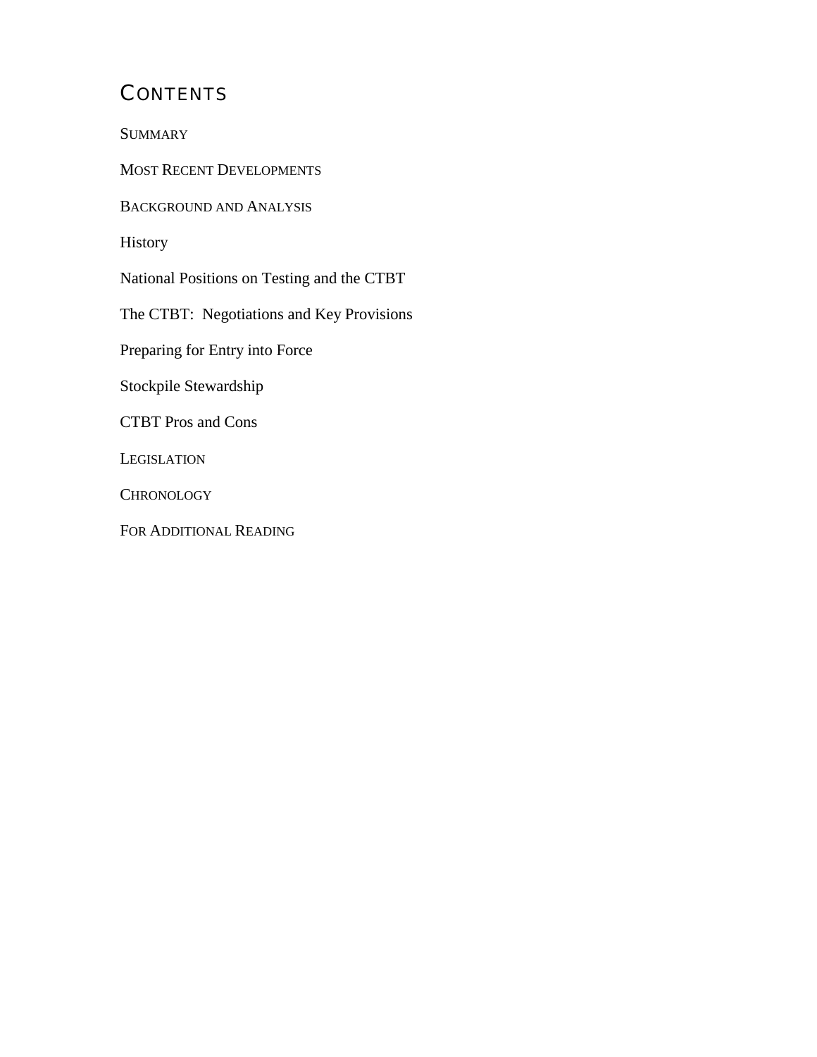# CONTENTS

SUMMARY

MOST RECENT DEVELOPMENTS

BACKGROUND AND ANALYSIS

History

National Positions on Testing and the CTBT

The CTBT: Negotiations and Key Provisions

Preparing for Entry into Force

Stockpile Stewardship

CTBT Pros and Cons

LEGISLATION

CHRONOLOGY

FOR ADDITIONAL READING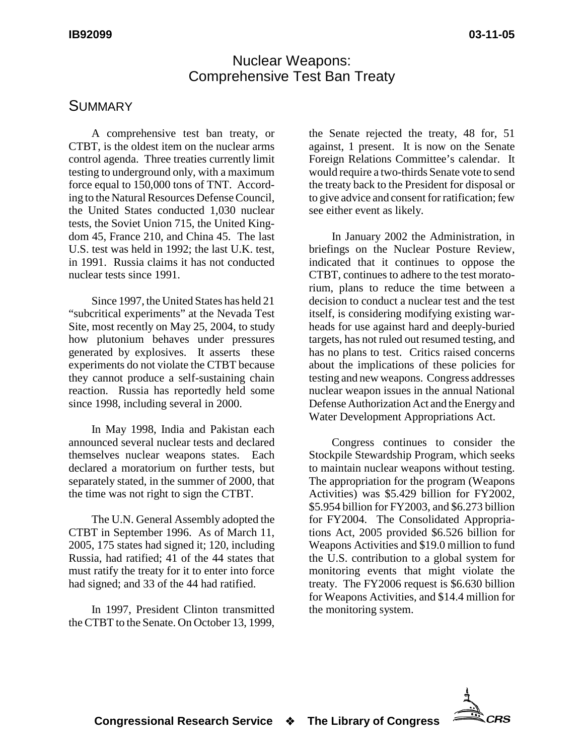# Nuclear Weapons: Comprehensive Test Ban Treaty

## Summary

A comprehensive test ban treaty, or CTBT, is the oldest item on the nuclear arms control agenda. Three treaties currently limit testing to underground only, with a maximum force equal to 150,000 tons of TNT. According to the Natural Resources Defense Council, the United States conducted 1,030 nuclear tests, the Soviet Union 715, the United Kingdom 45, France 210, and China 45. The last U.S. test was held in 1992; the last U.K. test, in 1991. Russia claims it has not conducted nuclear tests since 1991.

Since 1997, the United States has held 21 "subcritical experiments" at the Nevada Test Site, most recently on May 25, 2004, to study how plutonium behaves under pressures generated by explosives. It asserts these experiments do not violate the CTBT because they cannot produce a self-sustaining chain reaction. Russia has reportedly held some since 1998, including several in 2000.

In May 1998, India and Pakistan each announced several nuclear tests and declared themselves nuclear weapons states. Each declared a moratorium on further tests, but separately stated, in the summer of 2000, that the time was not right to sign the CTBT.

The U.N. General Assembly adopted the CTBT in September 1996. As of March 11, 2005, 175 states had signed it; 120, including Russia, had ratified; 41 of the 44 states that must ratify the treaty for it to enter into force had signed; and 33 of the 44 had ratified.

In 1997, President Clinton transmitted the CTBT to the Senate. On October 13, 1999, the Senate rejected the treaty, 48 for, 51 against, 1 present. It is now on the Senate Foreign Relations Committee's calendar. It would require a two-thirds Senate vote to send the treaty back to the President for disposal or to give advice and consent for ratification; few see either event as likely.

In January 2002 the Administration, in briefings on the Nuclear Posture Review, indicated that it continues to oppose the CTBT, continues to adhere to the test moratorium, plans to reduce the time between a decision to conduct a nuclear test and the test itself, is considering modifying existing warheads for use against hard and deeply-buried targets, has not ruled out resumed testing, and has no plans to test. Critics raised concerns about the implications of these policies for testing and new weapons. Congress addresses nuclear weapon issues in the annual National Defense Authorization Act and the Energy and Water Development Appropriations Act.

Congress continues to consider the Stockpile Stewardship Program, which seeks to maintain nuclear weapons without testing. The appropriation for the program (Weapons Activities) was $5.429 billion for FY2002, $5.954 billion for FY2003, and $6.273 billion for FY2004. The Consolidated Appropriations Act, 2005 provided $6.526 billion for Weapons Activities and $19.0 million to fund the U.S. contribution to a global system for monitoring events that might violate the treaty. The FY2006 request is $6.630 billion for Weapons Activities, and $14.4 million for the monitoring system.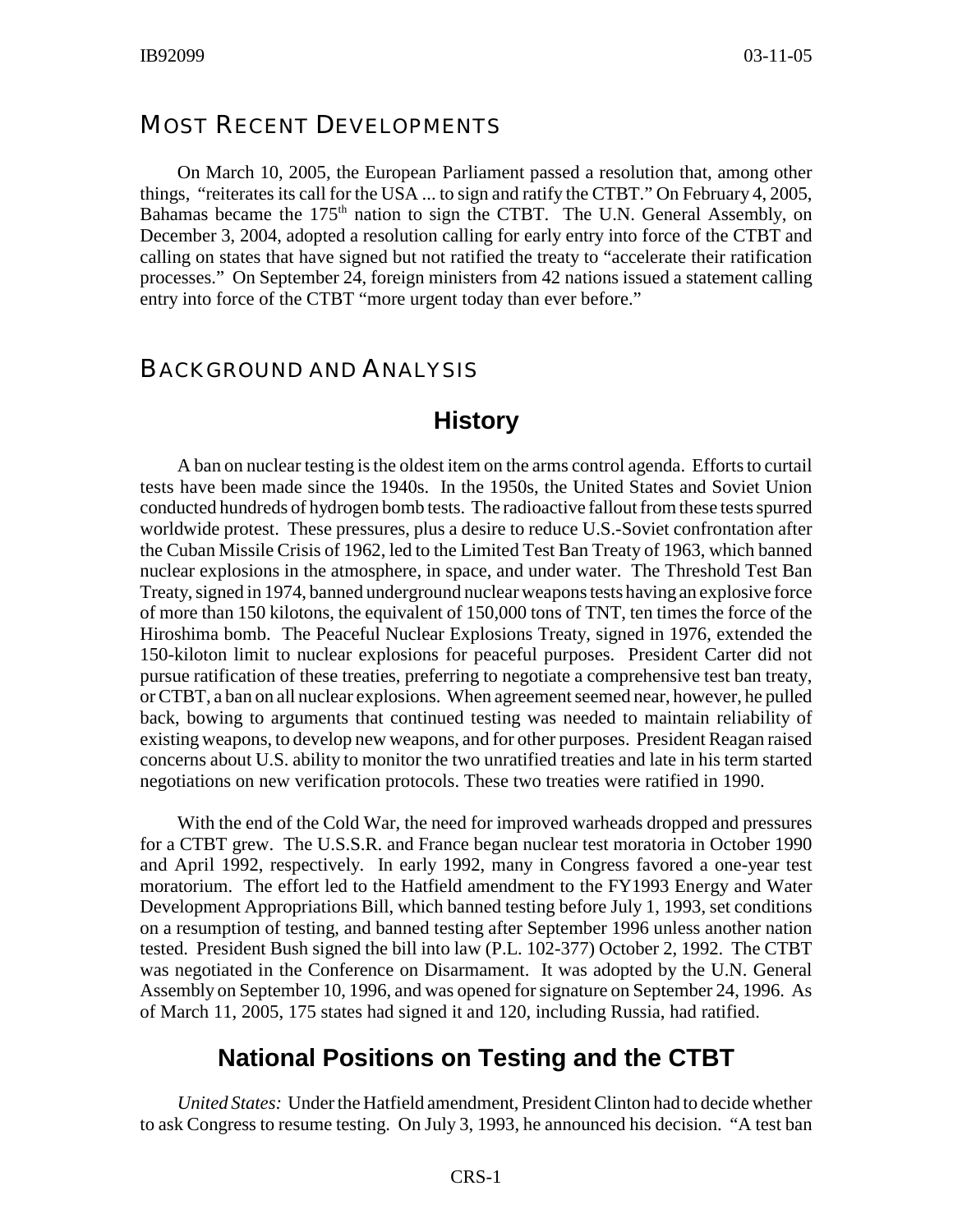## MOST RECENT DEVELOPMENTS

On March 10, 2005, the European Parliament passed a resolution that, among other things, "reiterates its call for the USA ... to sign and ratify the CTBT." On February 4, 2005, Bahamas became the 175th nation to sign the CTBT. The U.N. General Assembly, on December 3, 2004, adopted a resolution calling for early entry into force of the CTBT and calling on states that have signed but not ratified the treaty to "accelerate their ratification processes." On September 24, foreign ministers from 42 nations issued a statement calling entry into force of the CTBT "more urgent today than ever before."

## BACKGROUND AND ANALYSIS

### History

A ban on nuclear testing is the oldest item on the arms control agenda. Efforts to curtail tests have been made since the 1940s. In the 1950s, the United States and Soviet Union conducted hundreds of hydrogen bomb tests. The radioactive fallout from these tests spurred worldwide protest. These pressures, plus a desire to reduce U.S.-Soviet confrontation after the Cuban Missile Crisis of 1962, led to the Limited Test Ban Treaty of 1963, which banned nuclear explosions in the atmosphere, in space, and under water. The Threshold Test Ban Treaty, signed in 1974, banned underground nuclear weapons tests having an explosive force of more than 150 kilotons, the equivalent of 150,000 tons of TNT, ten times the force of the Hiroshima bomb. The Peaceful Nuclear Explosions Treaty, signed in 1976, extended the 150-kiloton limit to nuclear explosions for peaceful purposes. President Carter did not pursue ratification of these treaties, preferring to negotiate a comprehensive test ban treaty, or CTBT, a ban on all nuclear explosions. When agreement seemed near, however, he pulled back, bowing to arguments that continued testing was needed to maintain reliability of existing weapons, to develop new weapons, and for other purposes. President Reagan raised concerns about U.S. ability to monitor the two unratified treaties and late in his term started negotiations on new verification protocols. These two treaties were ratified in 1990.

With the end of the Cold War, the need for improved warheads dropped and pressures for a CTBT grew. The U.S.S.R. and France began nuclear test moratoria in October 1990 and April 1992, respectively. In early 1992, many in Congress favored a one-year test moratorium. The effort led to the Hatfield amendment to the FY1993 Energy and Water Development Appropriations Bill, which banned testing before July 1, 1993, set conditions on a resumption of testing, and banned testing after September 1996 unless another nation tested. President Bush signed the bill into law (P.L. 102-377) October 2, 1992. The CTBT was negotiated in the Conference on Disarmament. It was adopted by the U.N. General Assembly on September 10, 1996, and was opened for signature on September 24, 1996. As of March 11, 2005, 175 states had signed it and 120, including Russia, had ratified.

### National Positions on Testing and the CTBT

*United States:* Under the Hatfield amendment, President Clinton had to decide whether to ask Congress to resume testing. On July 3, 1993, he announced his decision. "A test ban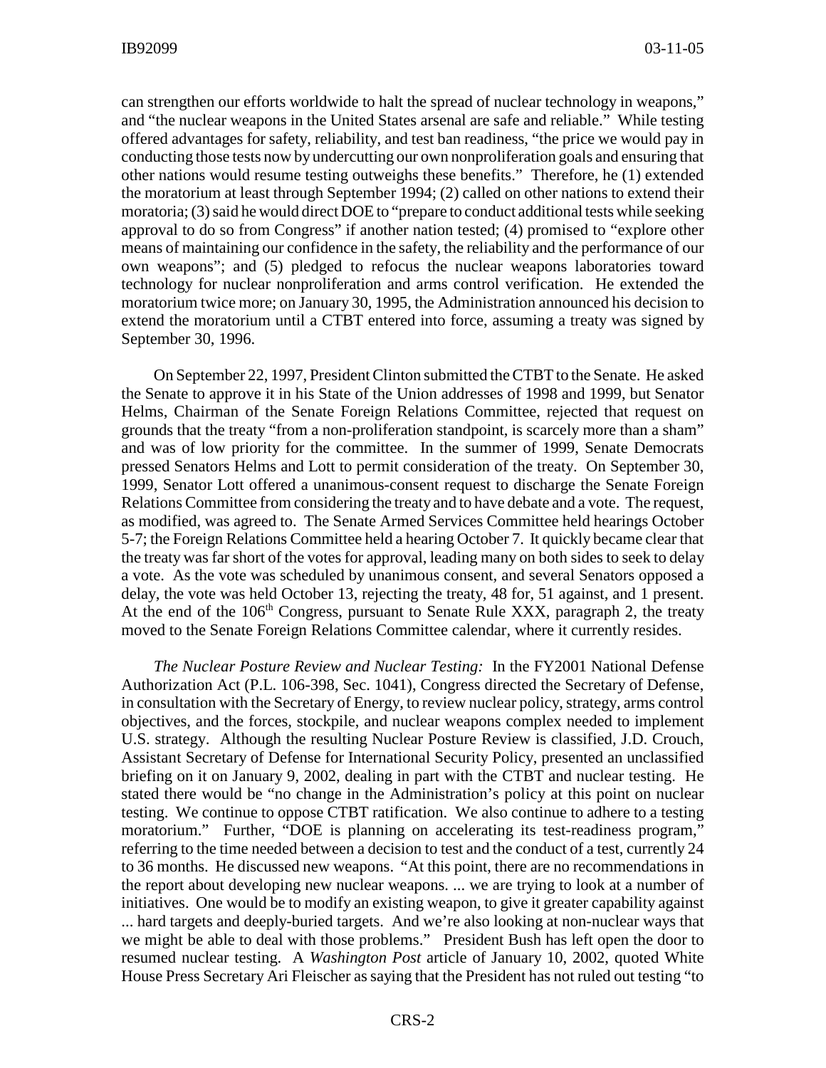can strengthen our efforts worldwide to halt the spread of nuclear technology in weapons," and "the nuclear weapons in the United States arsenal are safe and reliable." While testing offered advantages for safety, reliability, and test ban readiness, "the price we would pay in conducting those tests now by undercutting our own nonproliferation goals and ensuring that other nations would resume testing outweighs these benefits." Therefore, he (1) extended the moratorium at least through September 1994; (2) called on other nations to extend their moratoria; (3) said he would direct DOE to "prepare to conduct additional tests while seeking approval to do so from Congress" if another nation tested; (4) promised to "explore other means of maintaining our confidence in the safety, the reliability and the performance of our own weapons"; and (5) pledged to refocus the nuclear weapons laboratories toward technology for nuclear nonproliferation and arms control verification. He extended the moratorium twice more; on January 30, 1995, the Administration announced his decision to extend the moratorium until a CTBT entered into force, assuming a treaty was signed by September 30, 1996.

On September 22, 1997, President Clinton submitted the CTBT to the Senate. He asked the Senate to approve it in his State of the Union addresses of 1998 and 1999, but Senator Helms, Chairman of the Senate Foreign Relations Committee, rejected that request on grounds that the treaty "from a non-proliferation standpoint, is scarcely more than a sham" and was of low priority for the committee. In the summer of 1999, Senate Democrats pressed Senators Helms and Lott to permit consideration of the treaty. On September 30, 1999, Senator Lott offered a unanimous-consent request to discharge the Senate Foreign Relations Committee from considering the treaty and to have debate and a vote. The request, as modified, was agreed to. The Senate Armed Services Committee held hearings October 5-7; the Foreign Relations Committee held a hearing October 7. It quickly became clear that the treaty was far short of the votes for approval, leading many on both sides to seek to delay a vote. As the vote was scheduled by unanimous consent, and several Senators opposed a delay, the vote was held October 13, rejecting the treaty, 48 for, 51 against, and 1 present. At the end of the 106th Congress, pursuant to Senate Rule XXX, paragraph 2, the treaty moved to the Senate Foreign Relations Committee calendar, where it currently resides.

*The Nuclear Posture Review and Nuclear Testing:* In the FY2001 National Defense Authorization Act (P.L. 106-398, Sec. 1041), Congress directed the Secretary of Defense, in consultation with the Secretary of Energy, to review nuclear policy, strategy, arms control objectives, and the forces, stockpile, and nuclear weapons complex needed to implement U.S. strategy. Although the resulting Nuclear Posture Review is classified, J.D. Crouch, Assistant Secretary of Defense for International Security Policy, presented an unclassified briefing on it on January 9, 2002, dealing in part with the CTBT and nuclear testing. He stated there would be "no change in the Administration's policy at this point on nuclear testing. We continue to oppose CTBT ratification. We also continue to adhere to a testing moratorium." Further, "DOE is planning on accelerating its test-readiness program," referring to the time needed between a decision to test and the conduct of a test, currently 24 to 36 months. He discussed new weapons. "At this point, there are no recommendations in the report about developing new nuclear weapons. ... we are trying to look at a number of initiatives. One would be to modify an existing weapon, to give it greater capability against ... hard targets and deeply-buried targets. And we're also looking at non-nuclear ways that we might be able to deal with those problems." President Bush has left open the door to resumed nuclear testing. A *Washington Post* article of January 10, 2002, quoted White House Press Secretary Ari Fleischer as saying that the President has not ruled out testing "to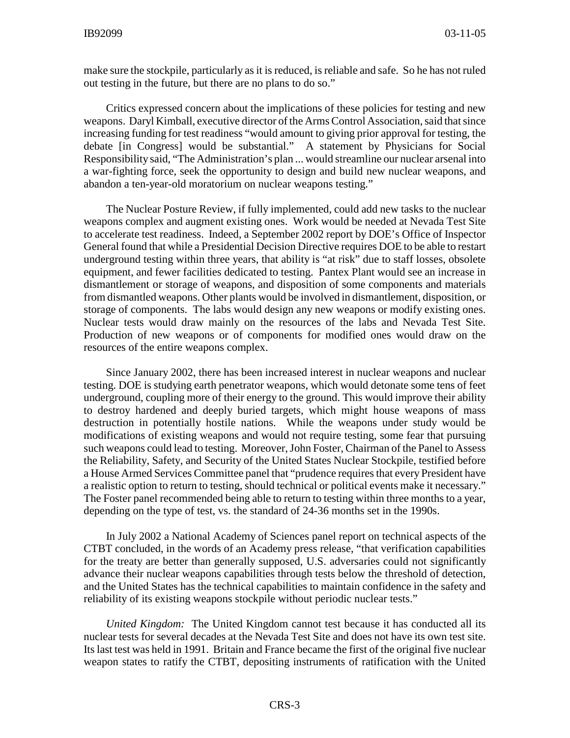make sure the stockpile, particularly as it is reduced, is reliable and safe. So he has not ruled out testing in the future, but there are no plans to do so."

Critics expressed concern about the implications of these policies for testing and new weapons. Daryl Kimball, executive director of the Arms Control Association, said that since increasing funding for test readiness "would amount to giving prior approval for testing, the debate [in Congress] would be substantial." A statement by Physicians for Social Responsibility said, "The Administration's plan ... would streamline our nuclear arsenal into a war-fighting force, seek the opportunity to design and build new nuclear weapons, and abandon a ten-year-old moratorium on nuclear weapons testing."

The Nuclear Posture Review, if fully implemented, could add new tasks to the nuclear weapons complex and augment existing ones. Work would be needed at Nevada Test Site to accelerate test readiness. Indeed, a September 2002 report by DOE's Office of Inspector General found that while a Presidential Decision Directive requires DOE to be able to restart underground testing within three years, that ability is "at risk" due to staff losses, obsolete equipment, and fewer facilities dedicated to testing. Pantex Plant would see an increase in dismantlement or storage of weapons, and disposition of some components and materials from dismantled weapons. Other plants would be involved in dismantlement, disposition, or storage of components. The labs would design any new weapons or modify existing ones. Nuclear tests would draw mainly on the resources of the labs and Nevada Test Site. Production of new weapons or of components for modified ones would draw on the resources of the entire weapons complex.

Since January 2002, there has been increased interest in nuclear weapons and nuclear testing. DOE is studying earth penetrator weapons, which would detonate some tens of feet underground, coupling more of their energy to the ground. This would improve their ability to destroy hardened and deeply buried targets, which might house weapons of mass destruction in potentially hostile nations. While the weapons under study would be modifications of existing weapons and would not require testing, some fear that pursuing such weapons could lead to testing. Moreover, John Foster, Chairman of the Panel to Assess the Reliability, Safety, and Security of the United States Nuclear Stockpile, testified before a House Armed Services Committee panel that "prudence requires that every President have a realistic option to return to testing, should technical or political events make it necessary." The Foster panel recommended being able to return to testing within three months to a year, depending on the type of test, vs. the standard of 24-36 months set in the 1990s.

In July 2002 a National Academy of Sciences panel report on technical aspects of the CTBT concluded, in the words of an Academy press release, "that verification capabilities for the treaty are better than generally supposed, U.S. adversaries could not significantly advance their nuclear weapons capabilities through tests below the threshold of detection, and the United States has the technical capabilities to maintain confidence in the safety and reliability of its existing weapons stockpile without periodic nuclear tests."

*United Kingdom:* The United Kingdom cannot test because it has conducted all its nuclear tests for several decades at the Nevada Test Site and does not have its own test site. Its last test was held in 1991. Britain and France became the first of the original five nuclear weapon states to ratify the CTBT, depositing instruments of ratification with the United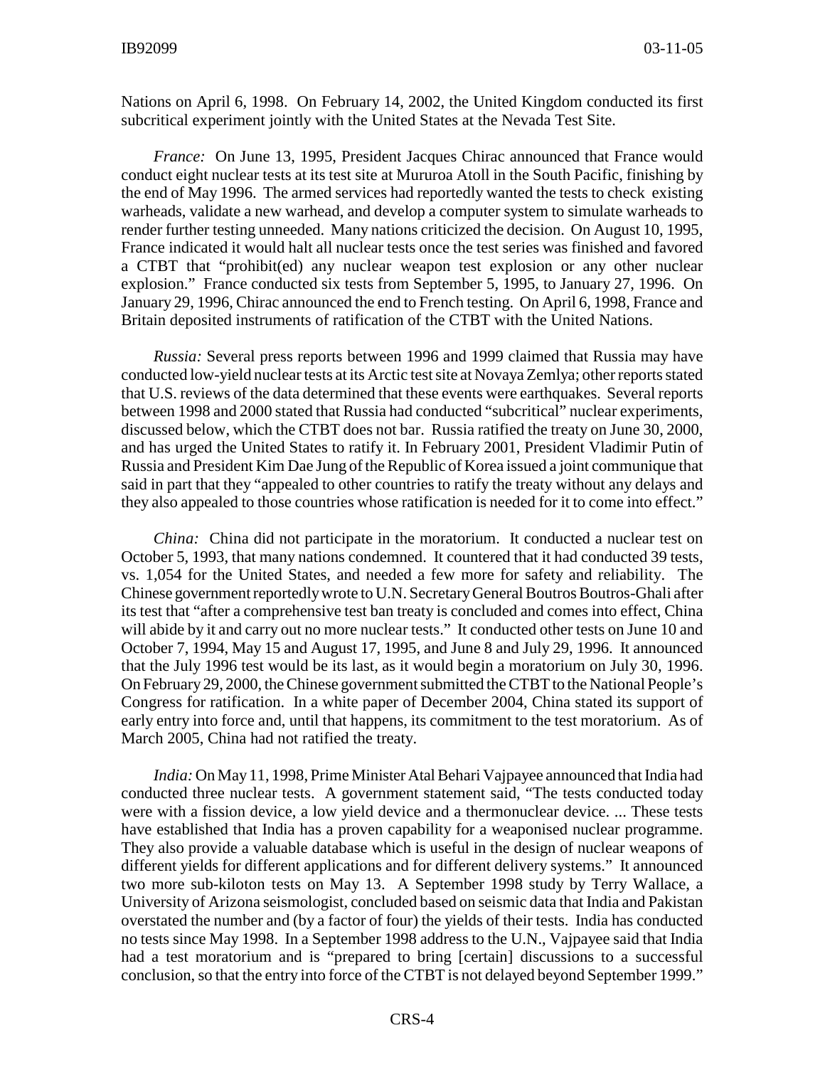Nations on April 6, 1998. On February 14, 2002, the United Kingdom conducted its first subcritical experiment jointly with the United States at the Nevada Test Site.

*France:* On June 13, 1995, President Jacques Chirac announced that France would conduct eight nuclear tests at its test site at Mururoa Atoll in the South Pacific, finishing by the end of May 1996. The armed services had reportedly wanted the tests to check existing warheads, validate a new warhead, and develop a computer system to simulate warheads to render further testing unneeded. Many nations criticized the decision. On August 10, 1995, France indicated it would halt all nuclear tests once the test series was finished and favored a CTBT that "prohibit(ed) any nuclear weapon test explosion or any other nuclear explosion." France conducted six tests from September 5, 1995, to January 27, 1996. On January 29, 1996, Chirac announced the end to French testing. On April 6, 1998, France and Britain deposited instruments of ratification of the CTBT with the United Nations.

*Russia:* Several press reports between 1996 and 1999 claimed that Russia may have conducted low-yield nuclear tests at its Arctic test site at Novaya Zemlya; other reports stated that U.S. reviews of the data determined that these events were earthquakes. Several reports between 1998 and 2000 stated that Russia had conducted "subcritical" nuclear experiments, discussed below, which the CTBT does not bar. Russia ratified the treaty on June 30, 2000, and has urged the United States to ratify it. In February 2001, President Vladimir Putin of Russia and President Kim Dae Jung of the Republic of Korea issued a joint communique that said in part that they "appealed to other countries to ratify the treaty without any delays and they also appealed to those countries whose ratification is needed for it to come into effect."

*China:* China did not participate in the moratorium. It conducted a nuclear test on October 5, 1993, that many nations condemned. It countered that it had conducted 39 tests, vs. 1,054 for the United States, and needed a few more for safety and reliability. The Chinese government reportedly wrote to U.N. Secretary General Boutros Boutros-Ghali after its test that "after a comprehensive test ban treaty is concluded and comes into effect, China will abide by it and carry out no more nuclear tests." It conducted other tests on June 10 and October 7, 1994, May 15 and August 17, 1995, and June 8 and July 29, 1996. It announced that the July 1996 test would be its last, as it would begin a moratorium on July 30, 1996. On February 29, 2000, the Chinese government submitted the CTBT to the National People's Congress for ratification. In a white paper of December 2004, China stated its support of early entry into force and, until that happens, its commitment to the test moratorium. As of March 2005, China had not ratified the treaty.

*India:* On May 11, 1998, Prime Minister Atal Behari Vajpayee announced that India had conducted three nuclear tests. A government statement said, "The tests conducted today were with a fission device, a low yield device and a thermonuclear device. ... These tests have established that India has a proven capability for a weaponised nuclear programme. They also provide a valuable database which is useful in the design of nuclear weapons of different yields for different applications and for different delivery systems." It announced two more sub-kiloton tests on May 13. A September 1998 study by Terry Wallace, a University of Arizona seismologist, concluded based on seismic data that India and Pakistan overstated the number and (by a factor of four) the yields of their tests. India has conducted no tests since May 1998. In a September 1998 address to the U.N., Vajpayee said that India had a test moratorium and is "prepared to bring [certain] discussions to a successful conclusion, so that the entry into force of the CTBT is not delayed beyond September 1999."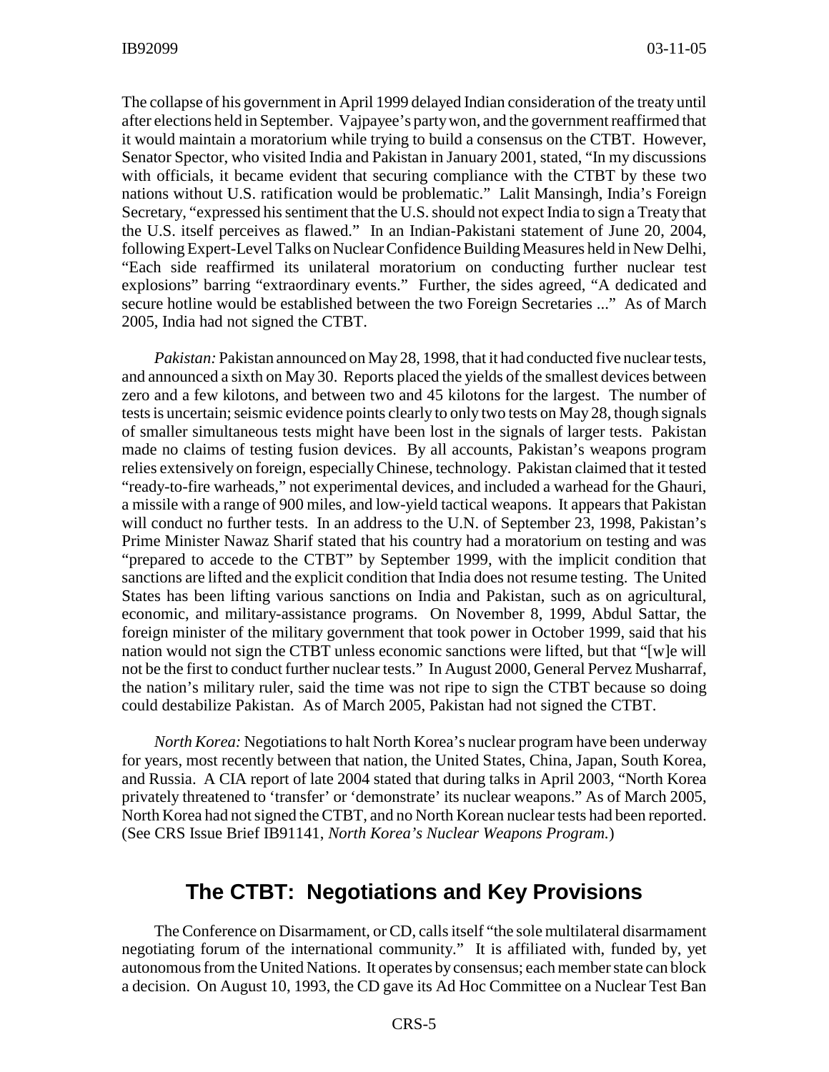The collapse of his government in April 1999 delayed Indian consideration of the treaty until after elections held in September. Vajpayee's party won, and the government reaffirmed that it would maintain a moratorium while trying to build a consensus on the CTBT. However, Senator Spector, who visited India and Pakistan in January 2001, stated, "In my discussions with officials, it became evident that securing compliance with the CTBT by these two nations without U.S. ratification would be problematic." Lalit Mansingh, India's Foreign Secretary, "expressed his sentiment that the U.S. should not expect India to sign a Treaty that the U.S. itself perceives as flawed." In an Indian-Pakistani statement of June 20, 2004, following Expert-Level Talks on Nuclear Confidence Building Measures held in New Delhi, "Each side reaffirmed its unilateral moratorium on conducting further nuclear test explosions" barring "extraordinary events." Further, the sides agreed, "A dedicated and secure hotline would be established between the two Foreign Secretaries ..." As of March 2005, India had not signed the CTBT.

*Pakistan:* Pakistan announced on May 28, 1998, that it had conducted five nuclear tests, and announced a sixth on May 30. Reports placed the yields of the smallest devices between zero and a few kilotons, and between two and 45 kilotons for the largest. The number of tests is uncertain; seismic evidence points clearly to only two tests on May 28, though signals of smaller simultaneous tests might have been lost in the signals of larger tests. Pakistan made no claims of testing fusion devices. By all accounts, Pakistan's weapons program relies extensively on foreign, especially Chinese, technology. Pakistan claimed that it tested "ready-to-fire warheads," not experimental devices, and included a warhead for the Ghauri, a missile with a range of 900 miles, and low-yield tactical weapons. It appears that Pakistan will conduct no further tests. In an address to the U.N. of September 23, 1998, Pakistan's Prime Minister Nawaz Sharif stated that his country had a moratorium on testing and was "prepared to accede to the CTBT" by September 1999, with the implicit condition that sanctions are lifted and the explicit condition that India does not resume testing. The United States has been lifting various sanctions on India and Pakistan, such as on agricultural, economic, and military-assistance programs. On November 8, 1999, Abdul Sattar, the foreign minister of the military government that took power in October 1999, said that his nation would not sign the CTBT unless economic sanctions were lifted, but that "[w]e will not be the first to conduct further nuclear tests." In August 2000, General Pervez Musharraf, the nation's military ruler, said the time was not ripe to sign the CTBT because so doing could destabilize Pakistan. As of March 2005, Pakistan had not signed the CTBT.

*North Korea:* Negotiations to halt North Korea's nuclear program have been underway for years, most recently between that nation, the United States, China, Japan, South Korea, and Russia. A CIA report of late 2004 stated that during talks in April 2003, "North Korea privately threatened to 'transfer' or 'demonstrate' its nuclear weapons." As of March 2005, North Korea had not signed the CTBT, and no North Korean nuclear tests had been reported. (See CRS Issue Brief IB91141, *North Korea's Nuclear Weapons Program.*)

## The CTBT: Negotiations and Key Provisions

The Conference on Disarmament, or CD, calls itself "the sole multilateral disarmament negotiating forum of the international community." It is affiliated with, funded by, yet autonomous from the United Nations. It operates by consensus; each member state can block a decision. On August 10, 1993, the CD gave its Ad Hoc Committee on a Nuclear Test Ban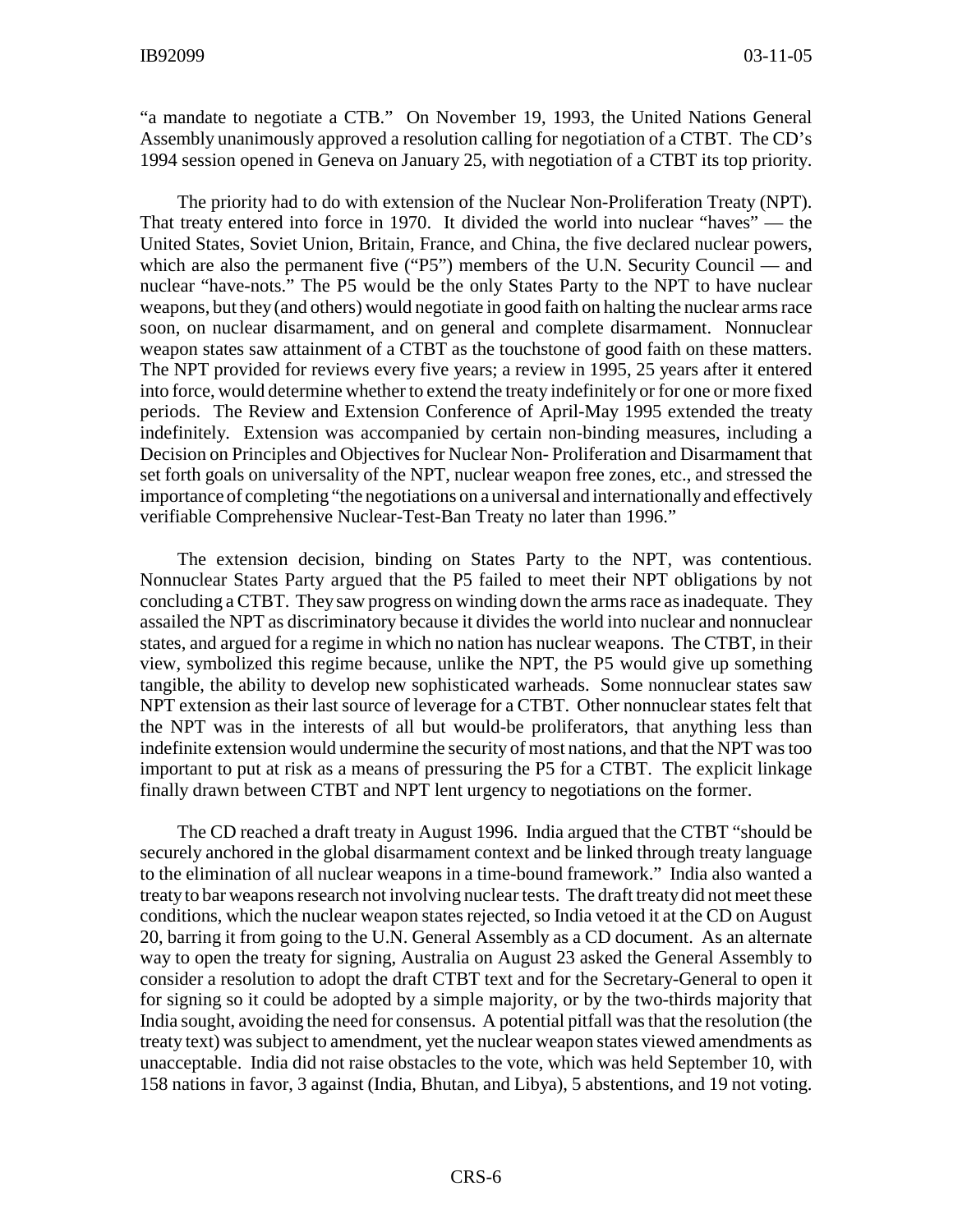"a mandate to negotiate a CTB." On November 19, 1993, the United Nations General Assembly unanimously approved a resolution calling for negotiation of a CTBT. The CD's 1994 session opened in Geneva on January 25, with negotiation of a CTBT its top priority.

The priority had to do with extension of the Nuclear Non-Proliferation Treaty (NPT). That treaty entered into force in 1970. It divided the world into nuclear "haves" — the United States, Soviet Union, Britain, France, and China, the five declared nuclear powers, which are also the permanent five ("P5") members of the U.N. Security Council — and nuclear "have-nots." The P5 would be the only States Party to the NPT to have nuclear weapons, but they (and others) would negotiate in good faith on halting the nuclear arms race soon, on nuclear disarmament, and on general and complete disarmament. Nonnuclear weapon states saw attainment of a CTBT as the touchstone of good faith on these matters. The NPT provided for reviews every five years; a review in 1995, 25 years after it entered into force, would determine whether to extend the treaty indefinitely or for one or more fixed periods. The Review and Extension Conference of April-May 1995 extended the treaty indefinitely. Extension was accompanied by certain non-binding measures, including a Decision on Principles and Objectives for Nuclear Non- Proliferation and Disarmament that set forth goals on universality of the NPT, nuclear weapon free zones, etc., and stressed the importance of completing "the negotiations on a universal and internationally and effectively verifiable Comprehensive Nuclear-Test-Ban Treaty no later than 1996."

The extension decision, binding on States Party to the NPT, was contentious. Nonnuclear States Party argued that the P5 failed to meet their NPT obligations by not concluding a CTBT. They saw progress on winding down the arms race as inadequate. They assailed the NPT as discriminatory because it divides the world into nuclear and nonnuclear states, and argued for a regime in which no nation has nuclear weapons. The CTBT, in their view, symbolized this regime because, unlike the NPT, the P5 would give up something tangible, the ability to develop new sophisticated warheads. Some nonnuclear states saw NPT extension as their last source of leverage for a CTBT. Other nonnuclear states felt that the NPT was in the interests of all but would-be proliferators, that anything less than indefinite extension would undermine the security of most nations, and that the NPT was too important to put at risk as a means of pressuring the P5 for a CTBT. The explicit linkage finally drawn between CTBT and NPT lent urgency to negotiations on the former.

The CD reached a draft treaty in August 1996. India argued that the CTBT "should be securely anchored in the global disarmament context and be linked through treaty language to the elimination of all nuclear weapons in a time-bound framework." India also wanted a treaty to bar weapons research not involving nuclear tests. The draft treaty did not meet these conditions, which the nuclear weapon states rejected, so India vetoed it at the CD on August 20, barring it from going to the U.N. General Assembly as a CD document. As an alternate way to open the treaty for signing, Australia on August 23 asked the General Assembly to consider a resolution to adopt the draft CTBT text and for the Secretary-General to open it for signing so it could be adopted by a simple majority, or by the two-thirds majority that India sought, avoiding the need for consensus. A potential pitfall was that the resolution (the treaty text) was subject to amendment, yet the nuclear weapon states viewed amendments as unacceptable. India did not raise obstacles to the vote, which was held September 10, with 158 nations in favor, 3 against (India, Bhutan, and Libya), 5 abstentions, and 19 not voting.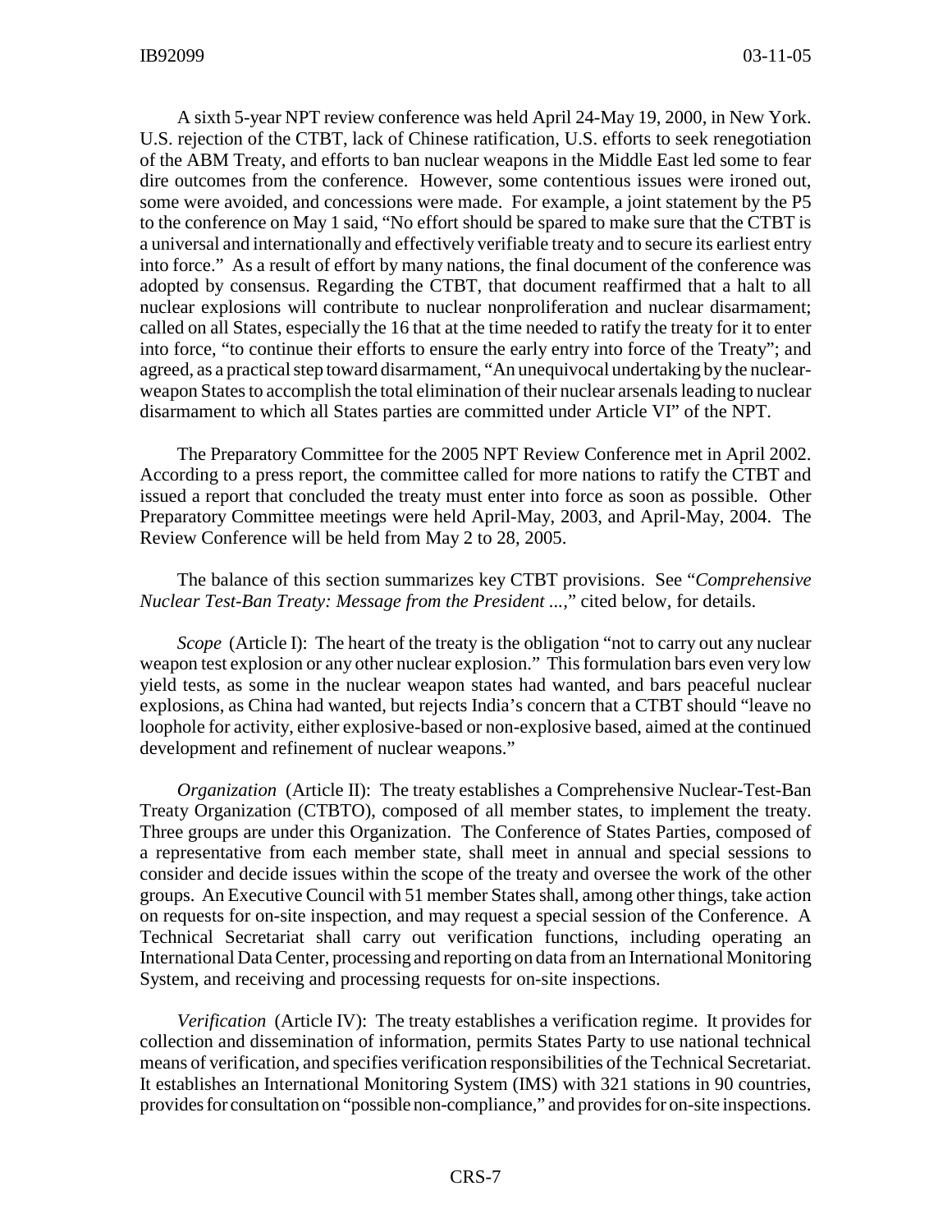A sixth 5-year NPT review conference was held April 24-May 19, 2000, in New York. U.S. rejection of the CTBT, lack of Chinese ratification, U.S. efforts to seek renegotiation of the ABM Treaty, and efforts to ban nuclear weapons in the Middle East led some to fear dire outcomes from the conference. However, some contentious issues were ironed out, some were avoided, and concessions were made. For example, a joint statement by the P5 to the conference on May 1 said, "No effort should be spared to make sure that the CTBT is a universal and internationally and effectively verifiable treaty and to secure its earliest entry into force." As a result of effort by many nations, the final document of the conference was adopted by consensus. Regarding the CTBT, that document reaffirmed that a halt to all nuclear explosions will contribute to nuclear nonproliferation and nuclear disarmament; called on all States, especially the 16 that at the time needed to ratify the treaty for it to enter into force, "to continue their efforts to ensure the early entry into force of the Treaty"; and agreed, as a practical step toward disarmament, "An unequivocal undertaking by the nuclear-weapon States to accomplish the total elimination of their nuclear arsenals leading to nuclear disarmament to which all States parties are committed under Article VI" of the NPT.

The Preparatory Committee for the 2005 NPT Review Conference met in April 2002. According to a press report, the committee called for more nations to ratify the CTBT and issued a report that concluded the treaty must enter into force as soon as possible. Other Preparatory Committee meetings were held April-May, 2003, and April-May, 2004. The Review Conference will be held from May 2 to 28, 2005.

The balance of this section summarizes key CTBT provisions. See "*Comprehensive Nuclear Test-Ban Treaty: Message from the President ...*," cited below, for details.

*Scope* (Article I): The heart of the treaty is the obligation "not to carry out any nuclear weapon test explosion or any other nuclear explosion." This formulation bars even very low yield tests, as some in the nuclear weapon states had wanted, and bars peaceful nuclear explosions, as China had wanted, but rejects India's concern that a CTBT should "leave no loophole for activity, either explosive-based or non-explosive based, aimed at the continued development and refinement of nuclear weapons."

*Organization* (Article II): The treaty establishes a Comprehensive Nuclear-Test-Ban Treaty Organization (CTBTO), composed of all member states, to implement the treaty. Three groups are under this Organization. The Conference of States Parties, composed of a representative from each member state, shall meet in annual and special sessions to consider and decide issues within the scope of the treaty and oversee the work of the other groups. An Executive Council with 51 member States shall, among other things, take action on requests for on-site inspection, and may request a special session of the Conference. A Technical Secretariat shall carry out verification functions, including operating an International Data Center, processing and reporting on data from an International Monitoring System, and receiving and processing requests for on-site inspections.

*Verification* (Article IV): The treaty establishes a verification regime. It provides for collection and dissemination of information, permits States Party to use national technical means of verification, and specifies verification responsibilities of the Technical Secretariat. It establishes an International Monitoring System (IMS) with 321 stations in 90 countries, provides for consultation on "possible non-compliance," and provides for on-site inspections.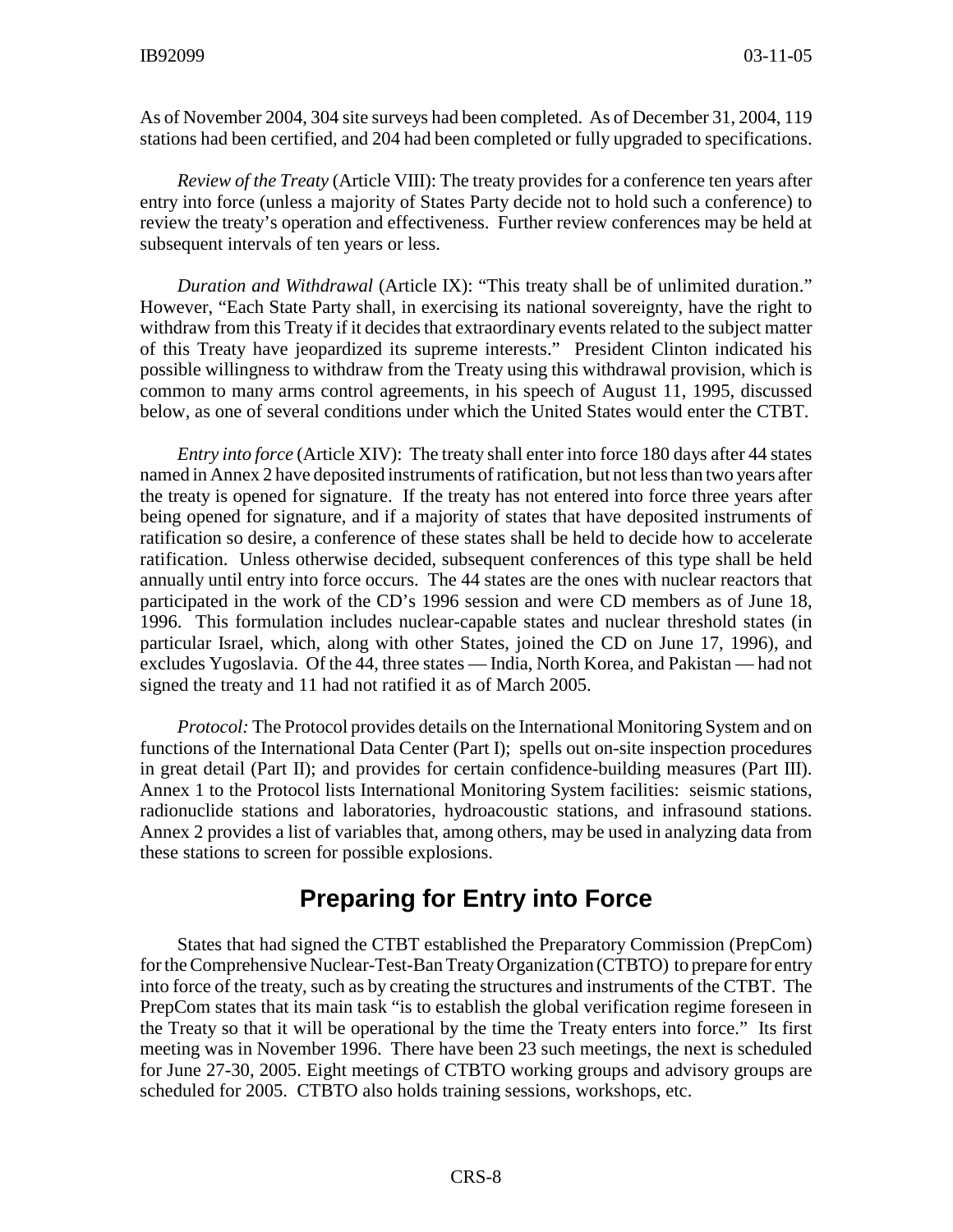As of November 2004, 304 site surveys had been completed. As of December 31, 2004, 119 stations had been certified, and 204 had been completed or fully upgraded to specifications.

*Review of the Treaty* (Article VIII): The treaty provides for a conference ten years after entry into force (unless a majority of States Party decide not to hold such a conference) to review the treaty's operation and effectiveness. Further review conferences may be held at subsequent intervals of ten years or less.

*Duration and Withdrawal* (Article IX): "This treaty shall be of unlimited duration." However, "Each State Party shall, in exercising its national sovereignty, have the right to withdraw from this Treaty if it decides that extraordinary events related to the subject matter of this Treaty have jeopardized its supreme interests." President Clinton indicated his possible willingness to withdraw from the Treaty using this withdrawal provision, which is common to many arms control agreements, in his speech of August 11, 1995, discussed below, as one of several conditions under which the United States would enter the CTBT.

*Entry into force* (Article XIV): The treaty shall enter into force 180 days after 44 states named in Annex 2 have deposited instruments of ratification, but not less than two years after the treaty is opened for signature. If the treaty has not entered into force three years after being opened for signature, and if a majority of states that have deposited instruments of ratification so desire, a conference of these states shall be held to decide how to accelerate ratification. Unless otherwise decided, subsequent conferences of this type shall be held annually until entry into force occurs. The 44 states are the ones with nuclear reactors that participated in the work of the CD's 1996 session and were CD members as of June 18, 1996. This formulation includes nuclear-capable states and nuclear threshold states (in particular Israel, which, along with other States, joined the CD on June 17, 1996), and excludes Yugoslavia. Of the 44, three states — India, North Korea, and Pakistan — had not signed the treaty and 11 had not ratified it as of March 2005.

*Protocol:* The Protocol provides details on the International Monitoring System and on functions of the International Data Center (Part I); spells out on-site inspection procedures in great detail (Part II); and provides for certain confidence-building measures (Part III). Annex 1 to the Protocol lists International Monitoring System facilities: seismic stations, radionuclide stations and laboratories, hydroacoustic stations, and infrasound stations. Annex 2 provides a list of variables that, among others, may be used in analyzing data from these stations to screen for possible explosions.

## Preparing for Entry into Force

States that had signed the CTBT established the Preparatory Commission (PrepCom) for the Comprehensive Nuclear-Test-Ban Treaty Organization (CTBTO) to prepare for entry into force of the treaty, such as by creating the structures and instruments of the CTBT. The PrepCom states that its main task "is to establish the global verification regime foreseen in the Treaty so that it will be operational by the time the Treaty enters into force." Its first meeting was in November 1996. There have been 23 such meetings, the next is scheduled for June 27-30, 2005. Eight meetings of CTBTO working groups and advisory groups are scheduled for 2005. CTBTO also holds training sessions, workshops, etc.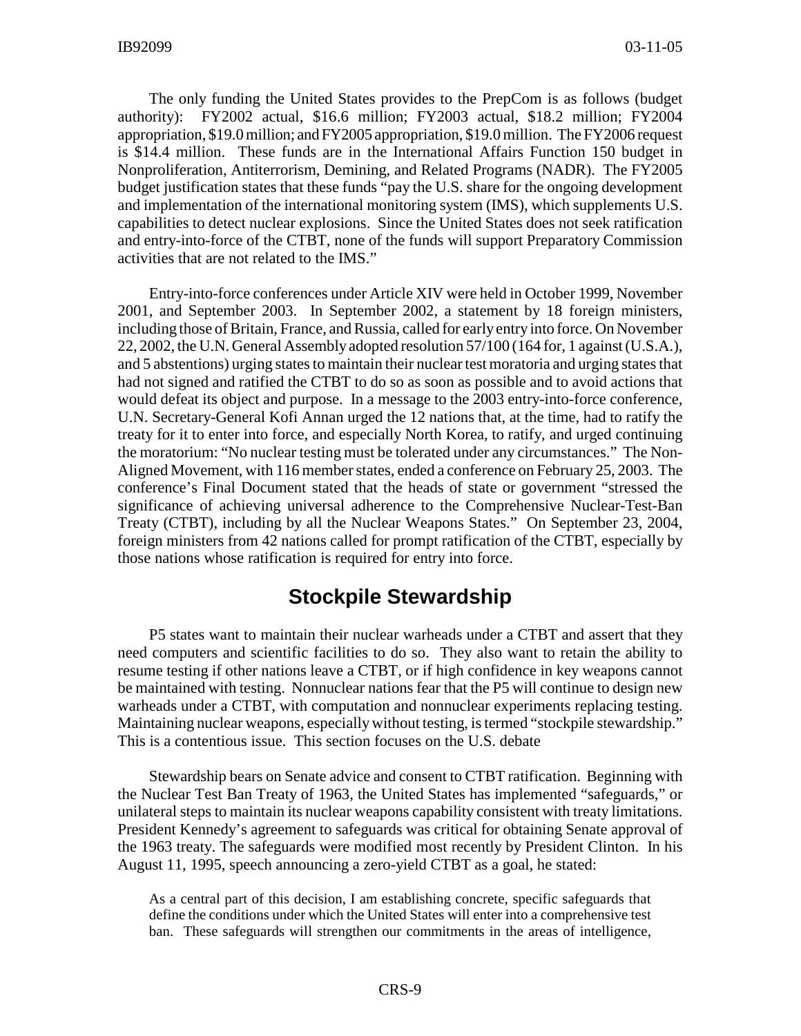The only funding the United States provides to the PrepCom is as follows (budget authority): FY2002 actual, $16.6 million; FY2003 actual, $18.2 million; FY2004 appropriation, $19.0 million; and FY2005 appropriation, $19.0 million. The FY2006 request is $14.4 million. These funds are in the International Affairs Function 150 budget in Nonproliferation, Antiterrorism, Demining, and Related Programs (NADR). The FY2005 budget justification states that these funds "pay the U.S. share for the ongoing development and implementation of the international monitoring system (IMS), which supplements U.S. capabilities to detect nuclear explosions. Since the United States does not seek ratification and entry-into-force of the CTBT, none of the funds will support Preparatory Commission activities that are not related to the IMS."

Entry-into-force conferences under Article XIV were held in October 1999, November 2001, and September 2003. In September 2002, a statement by 18 foreign ministers, including those of Britain, France, and Russia, called for early entry into force. On November 22, 2002, the U.N. General Assembly adopted resolution 57/100 (164 for, 1 against (U.S.A.), and 5 abstentions) urging states to maintain their nuclear test moratoria and urging states that had not signed and ratified the CTBT to do so as soon as possible and to avoid actions that would defeat its object and purpose. In a message to the 2003 entry-into-force conference, U.N. Secretary-General Kofi Annan urged the 12 nations that, at the time, had to ratify the treaty for it to enter into force, and especially North Korea, to ratify, and urged continuing the moratorium: "No nuclear testing must be tolerated under any circumstances." The Non-Aligned Movement, with 116 member states, ended a conference on February 25, 2003. The conference's Final Document stated that the heads of state or government "stressed the significance of achieving universal adherence to the Comprehensive Nuclear-Test-Ban Treaty (CTBT), including by all the Nuclear Weapons States." On September 23, 2004, foreign ministers from 42 nations called for prompt ratification of the CTBT, especially by those nations whose ratification is required for entry into force.

## Stockpile Stewardship

P5 states want to maintain their nuclear warheads under a CTBT and assert that they need computers and scientific facilities to do so. They also want to retain the ability to resume testing if other nations leave a CTBT, or if high confidence in key weapons cannot be maintained with testing. Nonnuclear nations fear that the P5 will continue to design new warheads under a CTBT, with computation and nonnuclear experiments replacing testing. Maintaining nuclear weapons, especially without testing, is termed "stockpile stewardship." This is a contentious issue. This section focuses on the U.S. debate

Stewardship bears on Senate advice and consent to CTBT ratification. Beginning with the Nuclear Test Ban Treaty of 1963, the United States has implemented "safeguards," or unilateral steps to maintain its nuclear weapons capability consistent with treaty limitations. President Kennedy's agreement to safeguards was critical for obtaining Senate approval of the 1963 treaty. The safeguards were modified most recently by President Clinton. In his August 11, 1995, speech announcing a zero-yield CTBT as a goal, he stated:

> As a central part of this decision, I am establishing concrete, specific safeguards that define the conditions under which the United States will enter into a comprehensive test ban. These safeguards will strengthen our commitments in the areas of intelligence,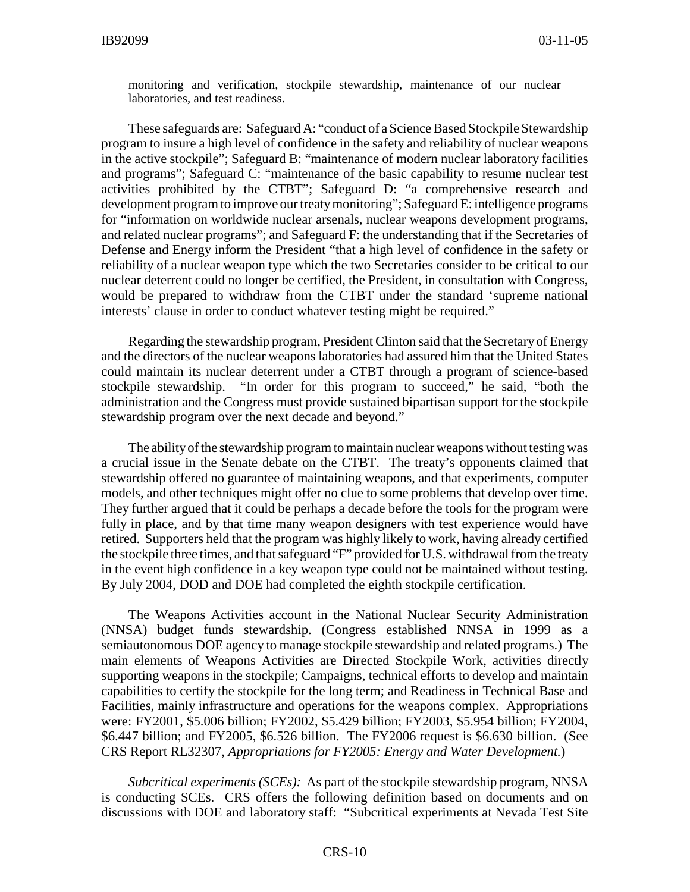monitoring and verification, stockpile stewardship, maintenance of our nuclear laboratories, and test readiness.

These safeguards are: Safeguard A: "conduct of a Science Based Stockpile Stewardship program to insure a high level of confidence in the safety and reliability of nuclear weapons in the active stockpile"; Safeguard B: "maintenance of modern nuclear laboratory facilities and programs"; Safeguard C: "maintenance of the basic capability to resume nuclear test activities prohibited by the CTBT"; Safeguard D: "a comprehensive research and development program to improve our treaty monitoring"; Safeguard E: intelligence programs for "information on worldwide nuclear arsenals, nuclear weapons development programs, and related nuclear programs"; and Safeguard F: the understanding that if the Secretaries of Defense and Energy inform the President "that a high level of confidence in the safety or reliability of a nuclear weapon type which the two Secretaries consider to be critical to our nuclear deterrent could no longer be certified, the President, in consultation with Congress, would be prepared to withdraw from the CTBT under the standard 'supreme national interests' clause in order to conduct whatever testing might be required."

Regarding the stewardship program, President Clinton said that the Secretary of Energy and the directors of the nuclear weapons laboratories had assured him that the United States could maintain its nuclear deterrent under a CTBT through a program of science-based stockpile stewardship. "In order for this program to succeed," he said, "both the administration and the Congress must provide sustained bipartisan support for the stockpile stewardship program over the next decade and beyond."

The ability of the stewardship program to maintain nuclear weapons without testing was a crucial issue in the Senate debate on the CTBT. The treaty's opponents claimed that stewardship offered no guarantee of maintaining weapons, and that experiments, computer models, and other techniques might offer no clue to some problems that develop over time. They further argued that it could be perhaps a decade before the tools for the program were fully in place, and by that time many weapon designers with test experience would have retired. Supporters held that the program was highly likely to work, having already certified the stockpile three times, and that safeguard "F" provided for U.S. withdrawal from the treaty in the event high confidence in a key weapon type could not be maintained without testing. By July 2004, DOD and DOE had completed the eighth stockpile certification.

The Weapons Activities account in the National Nuclear Security Administration (NNSA) budget funds stewardship. (Congress established NNSA in 1999 as a semiautonomous DOE agency to manage stockpile stewardship and related programs.) The main elements of Weapons Activities are Directed Stockpile Work, activities directly supporting weapons in the stockpile; Campaigns, technical efforts to develop and maintain capabilities to certify the stockpile for the long term; and Readiness in Technical Base and Facilities, mainly infrastructure and operations for the weapons complex. Appropriations were: FY2001, $5.006 billion; FY2002, $5.429 billion; FY2003, $5.954 billion; FY2004, $6.447 billion; and FY2005, $6.526 billion. The FY2006 request is $6.630 billion. (See CRS Report RL32307, *Appropriations for FY2005: Energy and Water Development*.)

*Subcritical experiments (SCEs):* As part of the stockpile stewardship program, NNSA is conducting SCEs. CRS offers the following definition based on documents and on discussions with DOE and laboratory staff: "Subcritical experiments at Nevada Test Site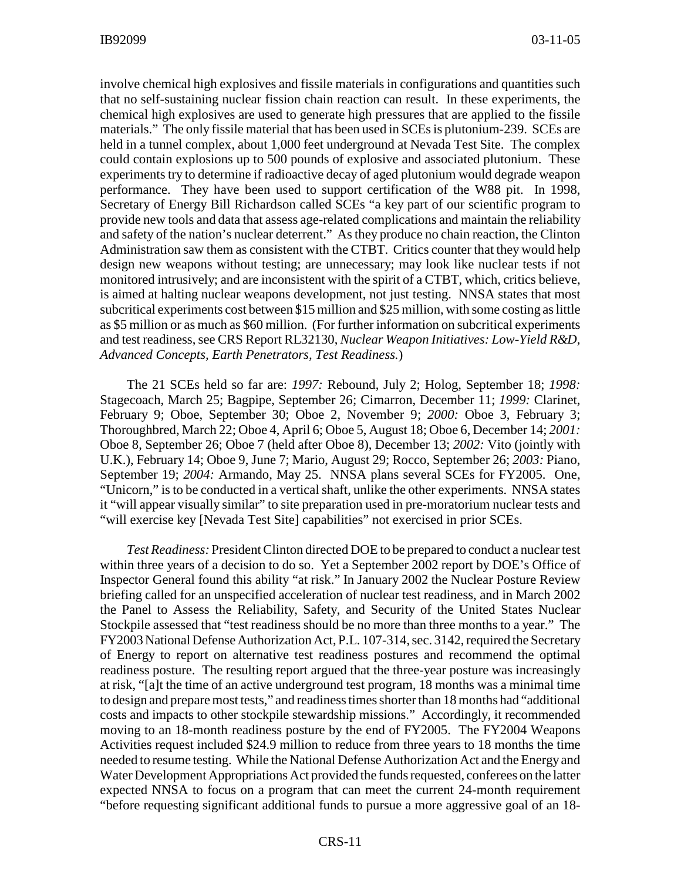involve chemical high explosives and fissile materials in configurations and quantities such that no self-sustaining nuclear fission chain reaction can result. In these experiments, the chemical high explosives are used to generate high pressures that are applied to the fissile materials." The only fissile material that has been used in SCEs is plutonium-239. SCEs are held in a tunnel complex, about 1,000 feet underground at Nevada Test Site. The complex could contain explosions up to 500 pounds of explosive and associated plutonium. These experiments try to determine if radioactive decay of aged plutonium would degrade weapon performance. They have been used to support certification of the W88 pit. In 1998, Secretary of Energy Bill Richardson called SCEs "a key part of our scientific program to provide new tools and data that assess age-related complications and maintain the reliability and safety of the nation's nuclear deterrent." As they produce no chain reaction, the Clinton Administration saw them as consistent with the CTBT. Critics counter that they would help design new weapons without testing; are unnecessary; may look like nuclear tests if not monitored intrusively; and are inconsistent with the spirit of a CTBT, which, critics believe, is aimed at halting nuclear weapons development, not just testing. NNSA states that most subcritical experiments cost between $15 million and $25 million, with some costing as little as $5 million or as much as $60 million. (For further information on subcritical experiments and test readiness, see CRS Report RL32130, *Nuclear Weapon Initiatives: Low-Yield R&D, Advanced Concepts, Earth Penetrators, Test Readiness.*)

The 21 SCEs held so far are: *1997:* Rebound, July 2; Holog, September 18; *1998:* Stagecoach, March 25; Bagpipe, September 26; Cimarron, December 11; *1999:* Clarinet, February 9; Oboe, September 30; Oboe 2, November 9; *2000:* Oboe 3, February 3; Thoroughbred, March 22; Oboe 4, April 6; Oboe 5, August 18; Oboe 6, December 14; *2001:* Oboe 8, September 26; Oboe 7 (held after Oboe 8), December 13; *2002:* Vito (jointly with U.K.), February 14; Oboe 9, June 7; Mario, August 29; Rocco, September 26; *2003:* Piano, September 19; *2004:* Armando, May 25. NNSA plans several SCEs for FY2005. One, "Unicorn," is to be conducted in a vertical shaft, unlike the other experiments. NNSA states it "will appear visually similar" to site preparation used in pre-moratorium nuclear tests and "will exercise key [Nevada Test Site] capabilities" not exercised in prior SCEs.

*Test Readiness:* President Clinton directed DOE to be prepared to conduct a nuclear test within three years of a decision to do so. Yet a September 2002 report by DOE's Office of Inspector General found this ability "at risk." In January 2002 the Nuclear Posture Review briefing called for an unspecified acceleration of nuclear test readiness, and in March 2002 the Panel to Assess the Reliability, Safety, and Security of the United States Nuclear Stockpile assessed that "test readiness should be no more than three months to a year." The FY2003 National Defense Authorization Act, P.L. 107-314, sec. 3142, required the Secretary of Energy to report on alternative test readiness postures and recommend the optimal readiness posture. The resulting report argued that the three-year posture was increasingly at risk, "[a]t the time of an active underground test program, 18 months was a minimal time to design and prepare most tests," and readiness times shorter than 18 months had "additional costs and impacts to other stockpile stewardship missions." Accordingly, it recommended moving to an 18-month readiness posture by the end of FY2005. The FY2004 Weapons Activities request included $24.9 million to reduce from three years to 18 months the time needed to resume testing. While the National Defense Authorization Act and the Energy and Water Development Appropriations Act provided the funds requested, conferees on the latter expected NNSA to focus on a program that can meet the current 24-month requirement "before requesting significant additional funds to pursue a more aggressive goal of an 18-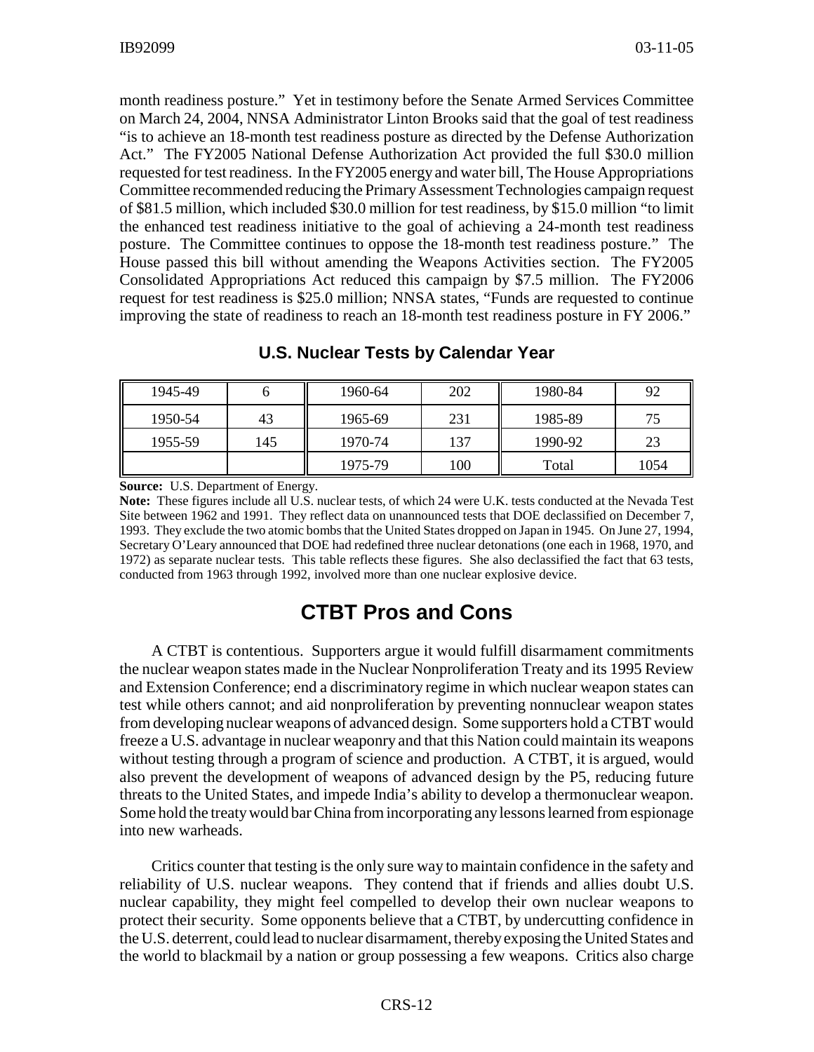month readiness posture." Yet in testimony before the Senate Armed Services Committee on March 24, 2004, NNSA Administrator Linton Brooks said that the goal of test readiness "is to achieve an 18-month test readiness posture as directed by the Defense Authorization Act." The FY2005 National Defense Authorization Act provided the full $30.0 million requested for test readiness. In the FY2005 energy and water bill, The House Appropriations Committee recommended reducing the Primary Assessment Technologies campaign request of $81.5 million, which included $30.0 million for test readiness, by $15.0 million "to limit the enhanced test readiness initiative to the goal of achieving a 24-month test readiness posture. The Committee continues to oppose the 18-month test readiness posture." The House passed this bill without amending the Weapons Activities section. The FY2005 Consolidated Appropriations Act reduced this campaign by $7.5 million. The FY2006 request for test readiness is $25.0 million; NNSA states, "Funds are requested to continue improving the state of readiness to reach an 18-month test readiness posture in FY 2006."

### U.S. Nuclear Tests by Calendar Year

| | | | | | |
|---|---|---|---|---|---|
| 1945-49 | 6 | 1960-64 | 202 | 1980-84 | 92 |
| 1950-54 | 43 | 1965-69 | 231 | 1985-89 | 75 |
| 1955-59 | 145 | 1970-74 | 137 | 1990-92 | 23 |
| | | 1975-79 | 100 | Total | 1054 |

**Source:** U.S. Department of Energy.

**Note:** These figures include all U.S. nuclear tests, of which 24 were U.K. tests conducted at the Nevada Test Site between 1962 and 1991. They reflect data on unannounced tests that DOE declassified on December 7, 1993. They exclude the two atomic bombs that the United States dropped on Japan in 1945. On June 27, 1994, Secretary O'Leary announced that DOE had redefined three nuclear detonations (one each in 1968, 1970, and 1972) as separate nuclear tests. This table reflects these figures. She also declassified the fact that 63 tests, conducted from 1963 through 1992, involved more than one nuclear explosive device.

## CTBT Pros and Cons

A CTBT is contentious. Supporters argue it would fulfill disarmament commitments the nuclear weapon states made in the Nuclear Nonproliferation Treaty and its 1995 Review and Extension Conference; end a discriminatory regime in which nuclear weapon states can test while others cannot; and aid nonproliferation by preventing nonnuclear weapon states from developing nuclear weapons of advanced design. Some supporters hold a CTBT would freeze a U.S. advantage in nuclear weaponry and that this Nation could maintain its weapons without testing through a program of science and production. A CTBT, it is argued, would also prevent the development of weapons of advanced design by the P5, reducing future threats to the United States, and impede India's ability to develop a thermonuclear weapon. Some hold the treaty would bar China from incorporating any lessons learned from espionage into new warheads.

Critics counter that testing is the only sure way to maintain confidence in the safety and reliability of U.S. nuclear weapons. They contend that if friends and allies doubt U.S. nuclear capability, they might feel compelled to develop their own nuclear weapons to protect their security. Some opponents believe that a CTBT, by undercutting confidence in the U.S. deterrent, could lead to nuclear disarmament, thereby exposing the United States and the world to blackmail by a nation or group possessing a few weapons. Critics also charge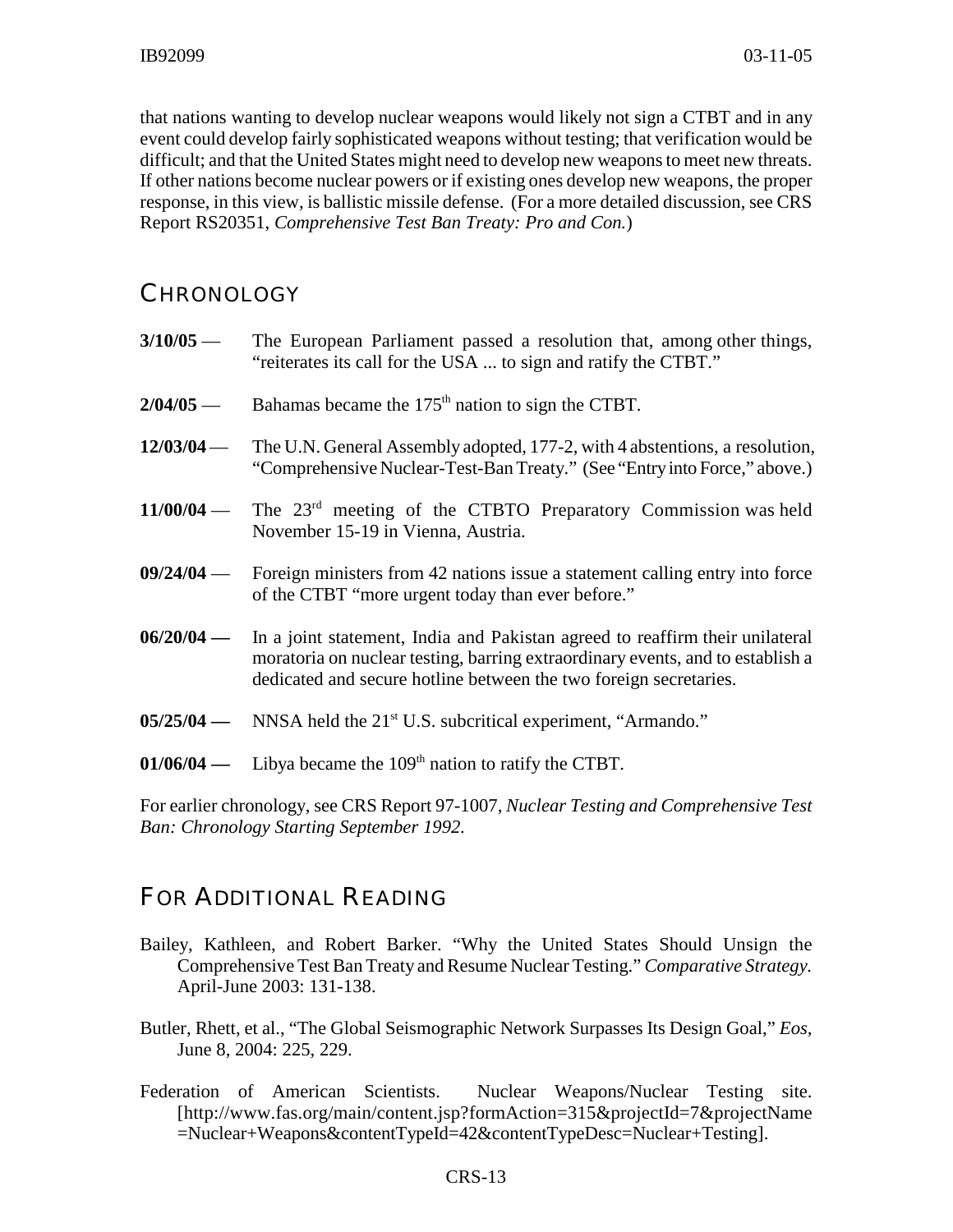that nations wanting to develop nuclear weapons would likely not sign a CTBT and in any event could develop fairly sophisticated weapons without testing; that verification would be difficult; and that the United States might need to develop new weapons to meet new threats. If other nations become nuclear powers or if existing ones develop new weapons, the proper response, in this view, is ballistic missile defense. (For a more detailed discussion, see CRS Report RS20351, *Comprehensive Test Ban Treaty: Pro and Con.*)

## CHRONOLOGY

**3/10/05** — The European Parliament passed a resolution that, among other things, "reiterates its call for the USA ... to sign and ratify the CTBT."

**2/04/05** — Bahamas became the 175th nation to sign the CTBT.

**12/03/04** — The U.N. General Assembly adopted, 177-2, with 4 abstentions, a resolution, "Comprehensive Nuclear-Test-Ban Treaty." (See "Entry into Force," above.)

**11/00/04** — The 23rd meeting of the CTBTO Preparatory Commission was held November 15-19 in Vienna, Austria.

**09/24/04** — Foreign ministers from 42 nations issue a statement calling entry into force of the CTBT "more urgent today than ever before."

**06/20/04 —** In a joint statement, India and Pakistan agreed to reaffirm their unilateral moratoria on nuclear testing, barring extraordinary events, and to establish a dedicated and secure hotline between the two foreign secretaries.

**05/25/04 —** NNSA held the 21st U.S. subcritical experiment, "Armando."

**01/06/04 —** Libya became the 109th nation to ratify the CTBT.

For earlier chronology, see CRS Report 97-1007, *Nuclear Testing and Comprehensive Test Ban: Chronology Starting September 1992.*

## FOR ADDITIONAL READING

Bailey, Kathleen, and Robert Barker. "Why the United States Should Unsign the Comprehensive Test Ban Treaty and Resume Nuclear Testing." *Comparative Strategy.* April-June 2003: 131-138.

Butler, Rhett, et al., "The Global Seismographic Network Surpasses Its Design Goal," *Eos,* June 8, 2004: 225, 229.

Federation of American Scientists. Nuclear Weapons/Nuclear Testing site. [http://www.fas.org/main/content.jsp?formAction=315&projectId=7&projectName=Nuclear+Weapons&contentTypeId=42&contentTypeDesc=Nuclear+Testing].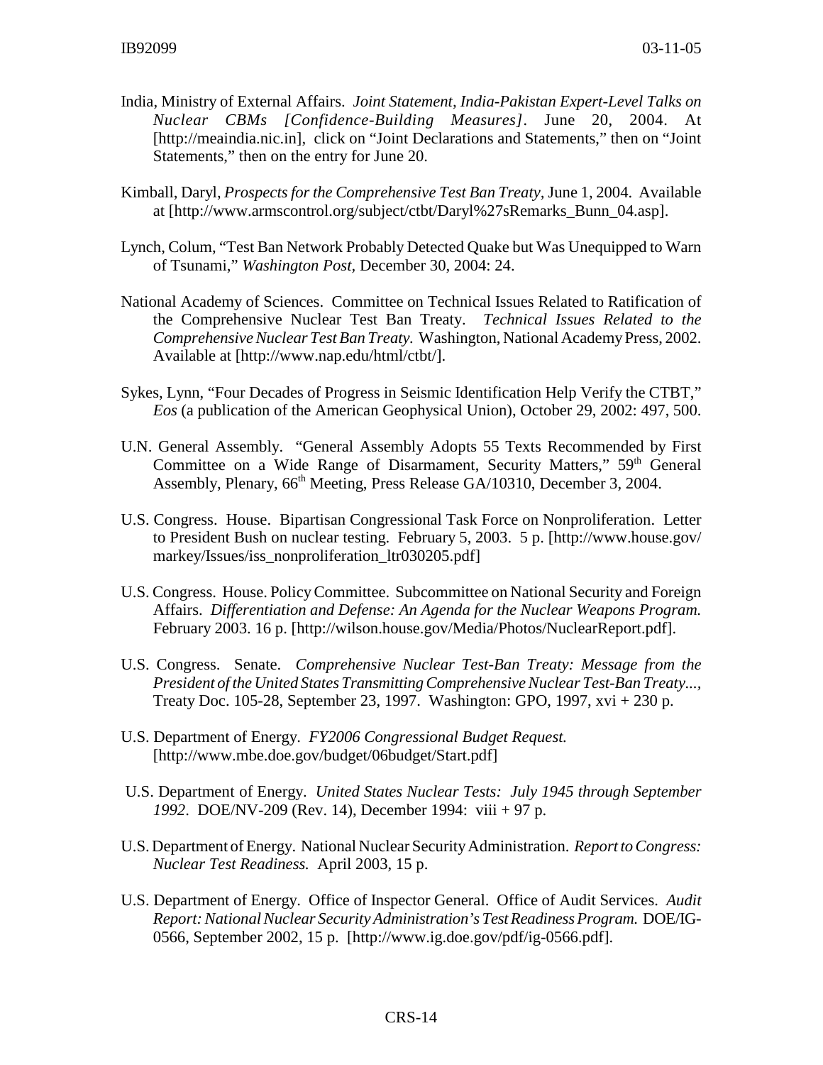India, Ministry of External Affairs. *Joint Statement, India-Pakistan Expert-Level Talks on Nuclear CBMs [Confidence-Building Measures]*. June 20, 2004. At [http://meaindia.nic.in], click on "Joint Declarations and Statements," then on "Joint Statements," then on the entry for June 20.

Kimball, Daryl, *Prospects for the Comprehensive Test Ban Treaty*, June 1, 2004. Available at [http://www.armscontrol.org/subject/ctbt/Daryl%27sRemarks_Bunn_04.asp].

Lynch, Colum, "Test Ban Network Probably Detected Quake but Was Unequipped to Warn of Tsunami," *Washington Post*, December 30, 2004: 24.

National Academy of Sciences. Committee on Technical Issues Related to Ratification of the Comprehensive Nuclear Test Ban Treaty. *Technical Issues Related to the Comprehensive Nuclear Test Ban Treaty.* Washington, National Academy Press, 2002. Available at [http://www.nap.edu/html/ctbt/].

Sykes, Lynn, "Four Decades of Progress in Seismic Identification Help Verify the CTBT," *Eos* (a publication of the American Geophysical Union), October 29, 2002: 497, 500.

U.N. General Assembly. "General Assembly Adopts 55 Texts Recommended by First Committee on a Wide Range of Disarmament, Security Matters," 59th General Assembly, Plenary, 66th Meeting, Press Release GA/10310, December 3, 2004.

U.S. Congress. House. Bipartisan Congressional Task Force on Nonproliferation. Letter to President Bush on nuclear testing. February 5, 2003. 5 p. [http://www.house.gov/markey/Issues/iss_nonproliferation_ltr030205.pdf]

U.S. Congress. House. Policy Committee. Subcommittee on National Security and Foreign Affairs. *Differentiation and Defense: An Agenda for the Nuclear Weapons Program.* February 2003. 16 p. [http://wilson.house.gov/Media/Photos/NuclearReport.pdf].

U.S. Congress. Senate. *Comprehensive Nuclear Test-Ban Treaty: Message from the President of the United States Transmitting Comprehensive Nuclear Test-Ban Treaty...*, Treaty Doc. 105-28, September 23, 1997. Washington: GPO, 1997, xvi + 230 p.

U.S. Department of Energy. *FY2006 Congressional Budget Request.* [http://www.mbe.doe.gov/budget/06budget/Start.pdf]

U.S. Department of Energy. *United States Nuclear Tests: July 1945 through September 1992*. DOE/NV-209 (Rev. 14), December 1994: viii + 97 p.

U.S. Department of Energy. National Nuclear Security Administration. *Report to Congress: Nuclear Test Readiness.* April 2003, 15 p.

U.S. Department of Energy. Office of Inspector General. Office of Audit Services. *Audit Report: National Nuclear Security Administration's Test Readiness Program.* DOE/IG-0566, September 2002, 15 p. [http://www.ig.doe.gov/pdf/ig-0566.pdf].